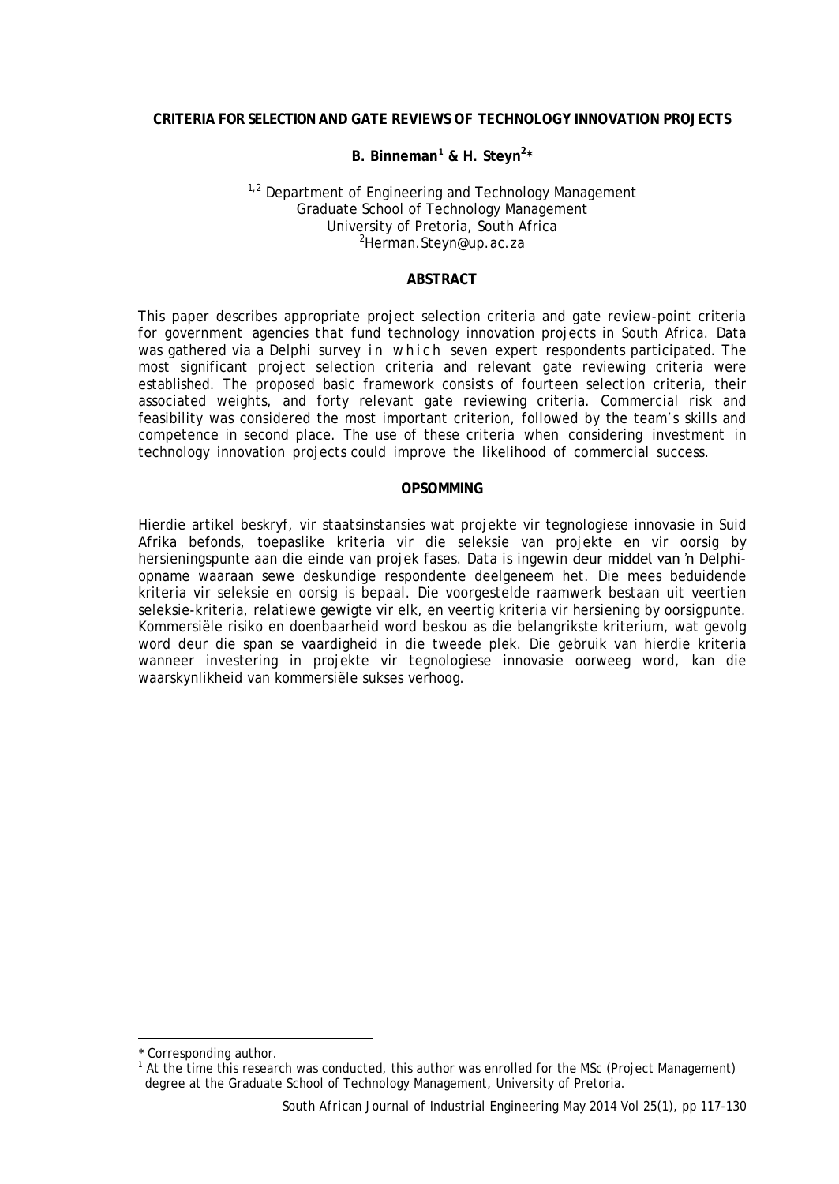# CRITERIA FOR SELECTION AND GATE REVIEWS OF TECHNOLOGY INNOVATION PROJECTS

**B. Binneman[1] & H. Steyn[2]***

[1,2] Department of Engineering and Technology Management
Graduate School of Technology Management
University of Pretoria, South Africa
[2]Herman.Steyn@up.ac.za

## ABSTRACT

This paper describes appropriate project selection criteria and gate review-point criteria for government agencies that fund technology innovation projects in South Africa. Data was gathered via a Delphi survey in which seven expert respondents participated. The most significant project selection criteria and relevant gate reviewing criteria were established. The proposed basic framework consists of fourteen selection criteria, their associated weights, and forty relevant gate reviewing criteria. Commercial risk and feasibility was considered the most important criterion, followed by the team's skills and competence in second place. The use of these criteria when considering investment in technology innovation projects could improve the likelihood of commercial success.

## OPSOMMING

Hierdie artikel beskryf, vir staatsinstansies wat projekte vir tegnologiese innovasie in Suid Afrika befonds, toepaslike kriteria vir die seleksie van projekte en vir oorsig by hersieningspunte aan die einde van projek fases. Data is ingewin deur middel van 'n Delphi-opname waaraan sewe deskundige respondente deelgeneem het. Die mees beduidende kriteria vir seleksie en oorsig is bepaal. Die voorgestelde raamwerk bestaan uit veertien seleksie-kriteria, relatiewe gewigte vir elk, en veertig kriteria vir hersiening by oorsigpunte. Kommersiële risiko en doenbaarheid word beskou as die belangrikste kriterium, wat gevolg word deur die span se vaardigheid in die tweede plek. Die gebruik van hierdie kriteria wanneer investering in projekte vir tegnologiese innovasie oorweeg word, kan die waarskynlikheid van kommersiële sukses verhoog.

---

* Corresponding author.

[1] At the time this research was conducted, this author was enrolled for the MSc (Project Management) degree at the Graduate School of Technology Management, University of Pretoria.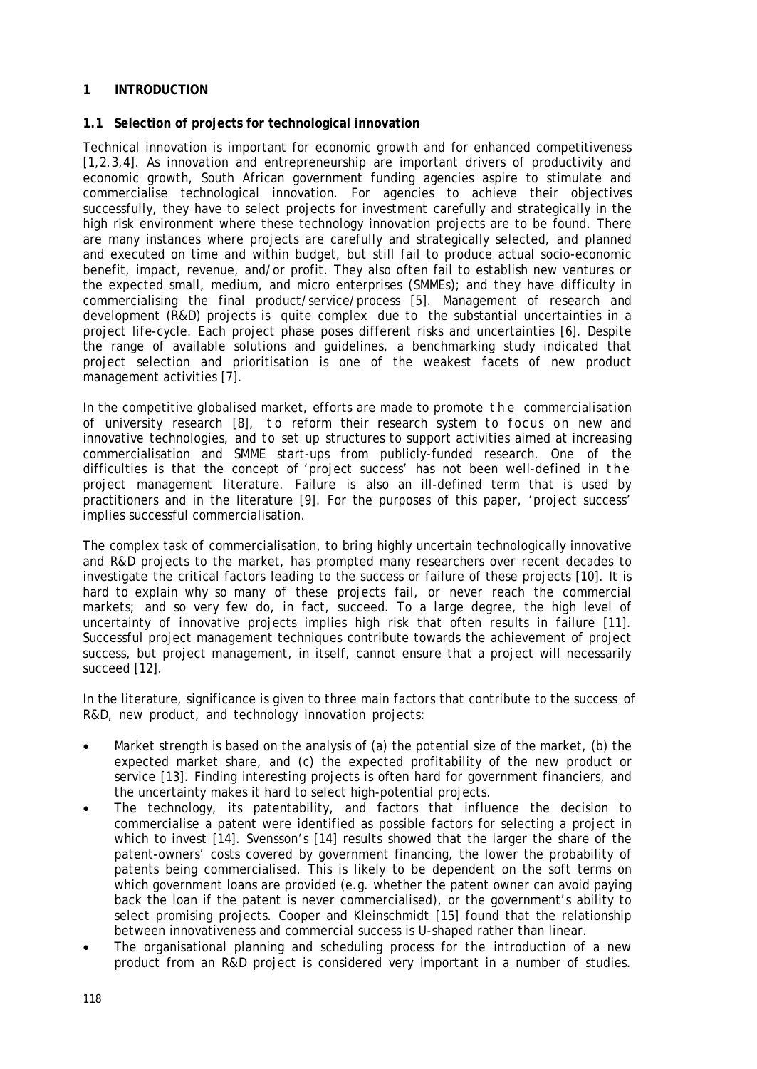## 1 INTRODUCTION

### 1.1 Selection of projects for technological innovation

Technical innovation is important for economic growth and for enhanced competitiveness [1,2,3,4]. As innovation and entrepreneurship are important drivers of productivity and economic growth, South African government funding agencies aspire to stimulate and commercialise technological innovation. For agencies to achieve their objectives successfully, they have to select projects for investment carefully and strategically in the high risk environment where these technology innovation projects are to be found. There are many instances where projects are carefully and strategically selected, and planned and executed on time and within budget, but still fail to produce actual socio-economic benefit, impact, revenue, and/or profit. They also often fail to establish new ventures or the expected small, medium, and micro enterprises (SMMEs); and they have difficulty in commercialising the final product/service/process [5]. Management of research and development (R&D) projects is quite complex due to the substantial uncertainties in a project life-cycle. Each project phase poses different risks and uncertainties [6]. Despite the range of available solutions and guidelines, a benchmarking study indicated that project selection and prioritisation is one of the weakest facets of new product management activities [7].

In the competitive globalised market, efforts are made to promote the commercialisation of university research [8], to reform their research system to focus on new and innovative technologies, and to set up structures to support activities aimed at increasing commercialisation and SMME start-ups from publicly-funded research. One of the difficulties is that the concept of 'project success' has not been well-defined in the project management literature. Failure is also an ill-defined term that is used by practitioners and in the literature [9]. For the purposes of this paper, 'project success' implies successful commercialisation.

The complex task of commercialisation, to bring highly uncertain technologically innovative and R&D projects to the market, has prompted many researchers over recent decades to investigate the critical factors leading to the success or failure of these projects [10]. It is hard to explain why so many of these projects fail, or never reach the commercial markets; and so very few do, in fact, succeed. To a large degree, the high level of uncertainty of innovative projects implies high risk that often results in failure [11]. Successful project management techniques contribute towards the achievement of project success, but project management, in itself, cannot ensure that a project will necessarily succeed [12].

In the literature, significance is given to three main factors that contribute to the success of R&D, new product, and technology innovation projects:

- Market strength is based on the analysis of (a) the potential size of the market, (b) the expected market share, and (c) the expected profitability of the new product or service [13]. Finding interesting projects is often hard for government financiers, and the uncertainty makes it hard to select high-potential projects.
- The technology, its patentability, and factors that influence the decision to commercialise a patent were identified as possible factors for selecting a project in which to invest [14]. Svensson's [14] results showed that the larger the share of the patent-owners' costs covered by government financing, the lower the probability of patents being commercialised. This is likely to be dependent on the soft terms on which government loans are provided (e.g. whether the patent owner can avoid paying back the loan if the patent is never commercialised), or the government's ability to select promising projects. Cooper and Kleinschmidt [15] found that the relationship between innovativeness and commercial success is U-shaped rather than linear.
- The organisational planning and scheduling process for the introduction of a new product from an R&D project is considered very important in a number of studies.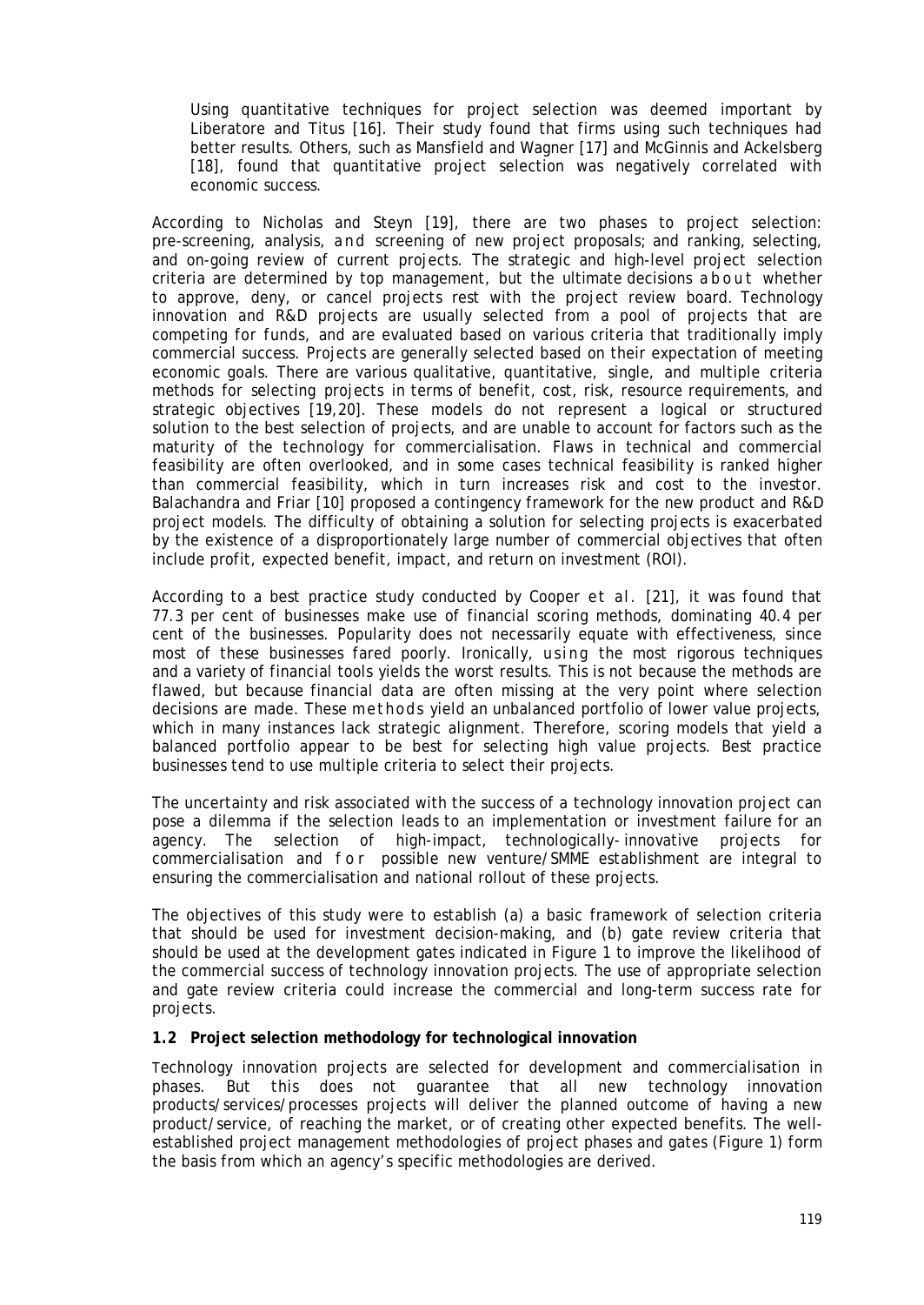Using quantitative techniques for project selection was deemed important by Liberatore and Titus [16]. Their study found that firms using such techniques had better results. Others, such as Mansfield and Wagner [17] and McGinnis and Ackelsberg [18], found that quantitative project selection was negatively correlated with economic success.

According to Nicholas and Steyn [19], there are two phases to project selection: pre-screening, analysis, and screening of new project proposals; and ranking, selecting, and on-going review of current projects. The strategic and high-level project selection criteria are determined by top management, but the ultimate decisions about whether to approve, deny, or cancel projects rest with the project review board. Technology innovation and R&D projects are usually selected from a pool of projects that are competing for funds, and are evaluated based on various criteria that traditionally imply commercial success. Projects are generally selected based on their expectation of meeting economic goals. There are various qualitative, quantitative, single, and multiple criteria methods for selecting projects in terms of benefit, cost, risk, resource requirements, and strategic objectives [19,20]. These models do not represent a logical or structured solution to the best selection of projects, and are unable to account for factors such as the maturity of the technology for commercialisation. Flaws in technical and commercial feasibility are often overlooked, and in some cases technical feasibility is ranked higher than commercial feasibility, which in turn increases risk and cost to the investor. Balachandra and Friar [10] proposed a contingency framework for the new product and R&D project models. The difficulty of obtaining a solution for selecting projects is exacerbated by the existence of a disproportionately large number of commercial objectives that often include profit, expected benefit, impact, and return on investment (ROI).

According to a best practice study conducted by Cooper *et al.* [21], it was found that 77.3 per cent of businesses make use of financial scoring methods, dominating 40.4 per cent of the businesses. Popularity does not necessarily equate with effectiveness, since most of these businesses fared poorly. Ironically, using the most rigorous techniques and a variety of financial tools yields the worst results. This is not because the methods are flawed, but because financial data are often missing at the very point where selection decisions are made. These methods yield an unbalanced portfolio of lower value projects, which in many instances lack strategic alignment. Therefore, scoring models that yield a balanced portfolio appear to be best for selecting high value projects. Best practice businesses tend to use multiple criteria to select their projects.

The uncertainty and risk associated with the success of a technology innovation project can pose a dilemma if the selection leads to an implementation or investment failure for an agency. The selection of high-impact, technologically-innovative projects for commercialisation and for possible new venture/SMME establishment are integral to ensuring the commercialisation and national rollout of these projects.

The objectives of this study were to establish (a) a basic framework of selection criteria that should be used for investment decision-making, and (b) gate review criteria that should be used at the development gates indicated in Figure 1 to improve the likelihood of the commercial success of technology innovation projects. The use of appropriate selection and gate review criteria could increase the commercial and long-term success rate for projects.

### 1.2 Project selection methodology for technological innovation

Technology innovation projects are selected for development and commercialisation in phases. But this does not guarantee that all new technology innovation products/services/processes projects will deliver the planned outcome of having a new product/service, of reaching the market, or of creating other expected benefits. The well-established project management methodologies of project phases and gates (Figure 1) form the basis from which an agency's specific methodologies are derived.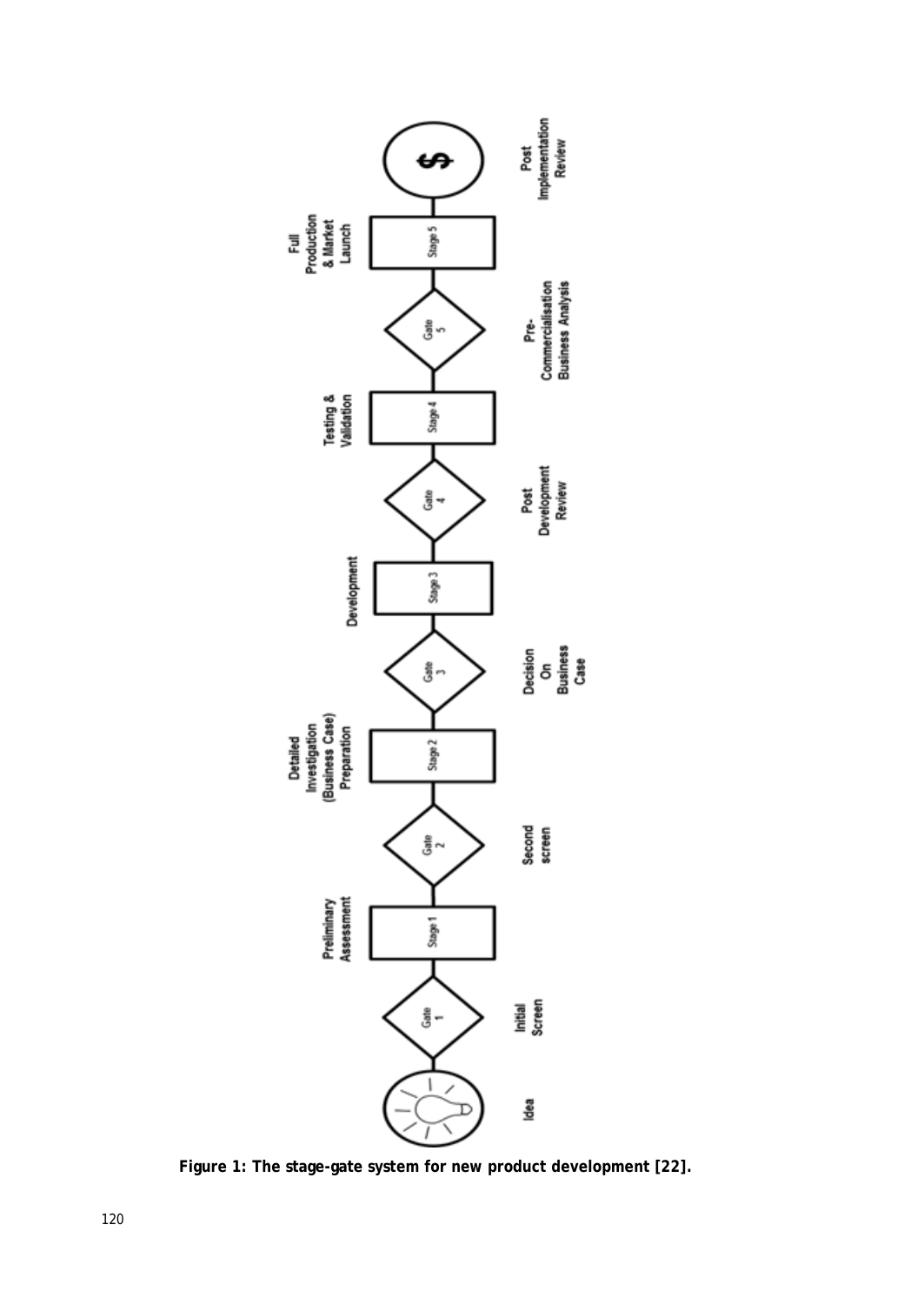**Figure 1: The stage-gate system for new product development [22].**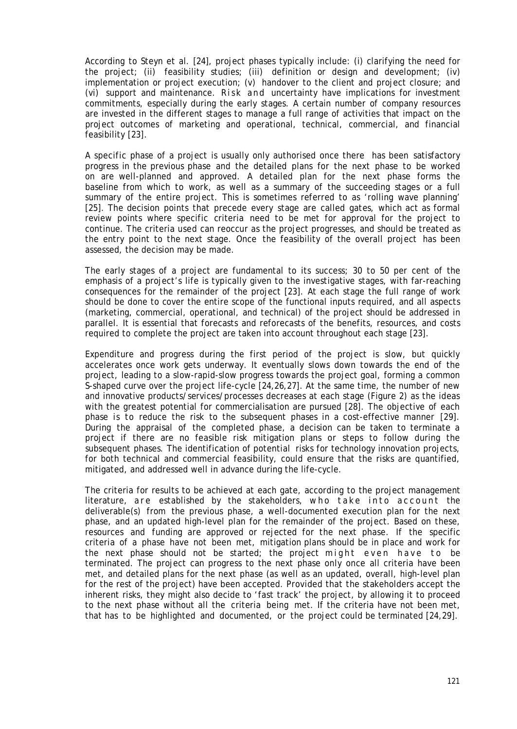According to Steyn et al. [24], project phases typically include: (i) clarifying the need for the project; (ii) feasibility studies; (iii) definition or design and development; (iv) implementation or project execution; (v) handover to the client and project closure; and (vi) support and maintenance. Risk and uncertainty have implications for investment commitments, especially during the early stages. A certain number of company resources are invested in the different stages to manage a full range of activities that impact on the project outcomes of marketing and operational, technical, commercial, and financial feasibility [23].

A specific phase of a project is usually only authorised once there has been satisfactory progress in the previous phase and the detailed plans for the next phase to be worked on are well-planned and approved. A detailed plan for the next phase forms the baseline from which to work, as well as a summary of the succeeding stages or a full summary of the entire project. This is sometimes referred to as 'rolling wave planning' [25]. The decision points that precede every stage are called gates, which act as formal review points where specific criteria need to be met for approval for the project to continue. The criteria used can reoccur as the project progresses, and should be treated as the entry point to the next stage. Once the feasibility of the overall project has been assessed, the decision may be made.

The early stages of a project are fundamental to its success; 30 to 50 per cent of the emphasis of a project's life is typically given to the investigative stages, with far-reaching consequences for the remainder of the project [23]. At each stage the full range of work should be done to cover the entire scope of the functional inputs required, and all aspects (marketing, commercial, operational, and technical) of the project should be addressed in parallel. It is essential that forecasts and reforecasts of the benefits, resources, and costs required to complete the project are taken into account throughout each stage [23].

Expenditure and progress during the first period of the project is slow, but quickly accelerates once work gets underway. It eventually slows down towards the end of the project, leading to a slow-rapid-slow progress towards the project goal, forming a common S-shaped curve over the project life-cycle [24,26,27]. At the same time, the number of new and innovative products/services/processes decreases at each stage (Figure 2) as the ideas with the greatest potential for commercialisation are pursued [28]. The objective of each phase is to reduce the risk to the subsequent phases in a cost-effective manner [29]. During the appraisal of the completed phase, a decision can be taken to terminate a project if there are no feasible risk mitigation plans or steps to follow during the subsequent phases. The identification of potential risks for technology innovation projects, for both technical and commercial feasibility, could ensure that the risks are quantified, mitigated, and addressed well in advance during the life-cycle.

The criteria for results to be achieved at each gate, according to the project management literature, are established by the stakeholders, who take into account the deliverable(s) from the previous phase, a well-documented execution plan for the next phase, and an updated high-level plan for the remainder of the project. Based on these, resources and funding are approved or rejected for the next phase. If the specific criteria of a phase have not been met, mitigation plans should be in place and work for the next phase should not be started; the project might even have to be terminated. The project can progress to the next phase only once all criteria have been met, and detailed plans for the next phase (as well as an updated, overall, high-level plan for the rest of the project) have been accepted. Provided that the stakeholders accept the inherent risks, they might also decide to 'fast track' the project, by allowing it to proceed to the next phase without all the criteria being met. If the criteria have not been met, that has to be highlighted and documented, or the project could be terminated [24,29].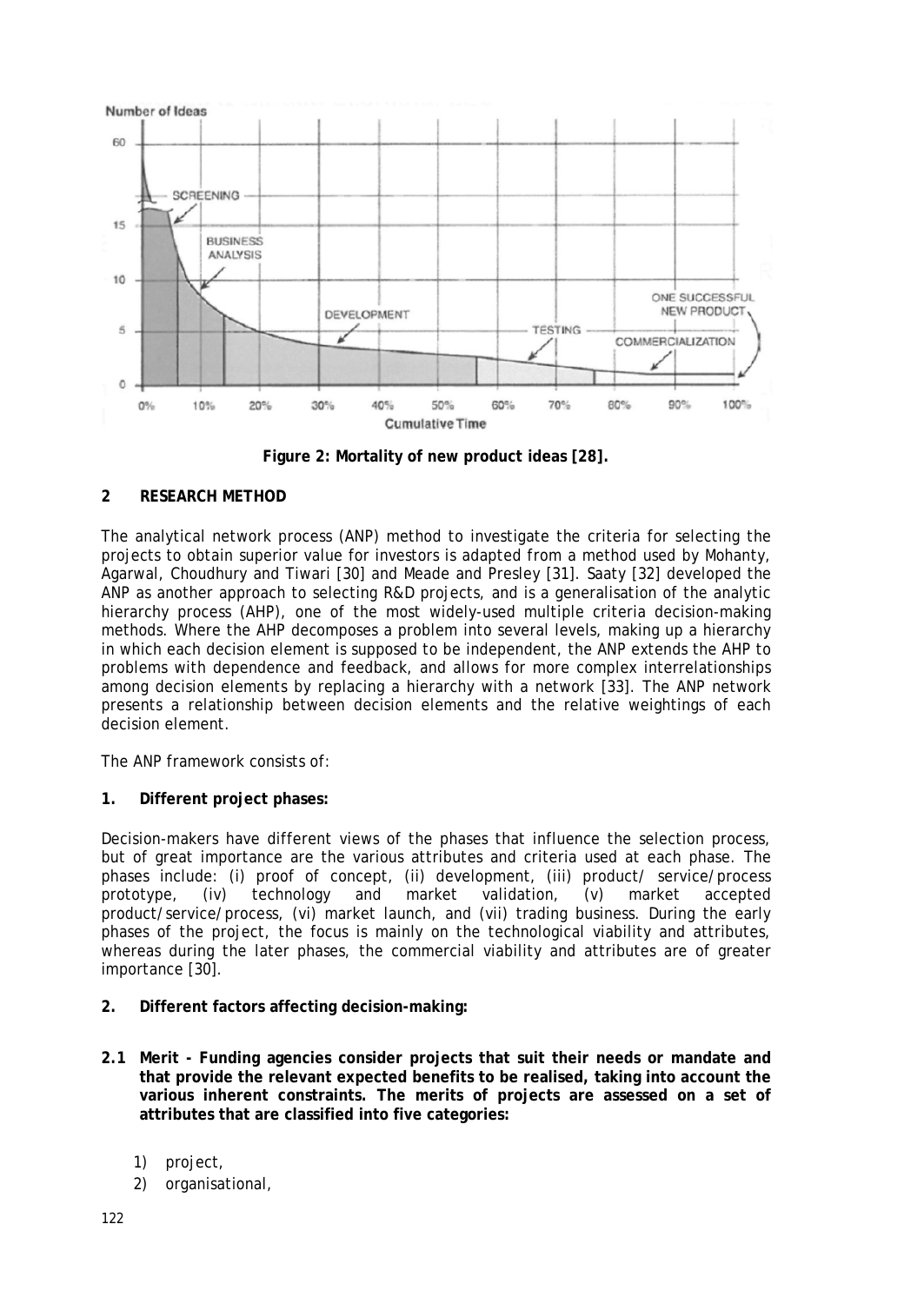Figure 2: Mortality of new product ideas [28].

## 2 RESEARCH METHOD

The analytical network process (ANP) method to investigate the criteria for selecting the projects to obtain superior value for investors is adapted from a method used by Mohanty, Agarwal, Choudhury and Tiwari [30] and Meade and Presley [31]. Saaty [32] developed the ANP as another approach to selecting R&D projects, and is a generalisation of the analytic hierarchy process (AHP), one of the most widely-used multiple criteria decision-making methods. Where the AHP decomposes a problem into several levels, making up a hierarchy in which each decision element is supposed to be independent, the ANP extends the AHP to problems with dependence and feedback, and allows for more complex interrelationships among decision elements by replacing a hierarchy with a network [33]. The ANP network presents a relationship between decision elements and the relative weightings of each decision element.

The ANP framework consists of:

**1. Different project phases:**

Decision-makers have different views of the phases that influence the selection process, but of great importance are the various attributes and criteria used at each phase. The phases include: (i) proof of concept, (ii) development, (iii) product/ service/process prototype, (iv) technology and market validation, (v) market accepted product/service/process, (vi) market launch, and (vii) trading business. During the early phases of the project, the focus is mainly on the technological viability and attributes, whereas during the later phases, the commercial viability and attributes are of greater importance [30].

**2. Different factors affecting decision-making:**

**2.1 Merit - Funding agencies consider projects that suit their needs or mandate and that provide the relevant expected benefits to be realised, taking into account the various inherent constraints. The merits of projects are assessed on a set of attributes that are classified into five categories:**

1) project,
2) organisational,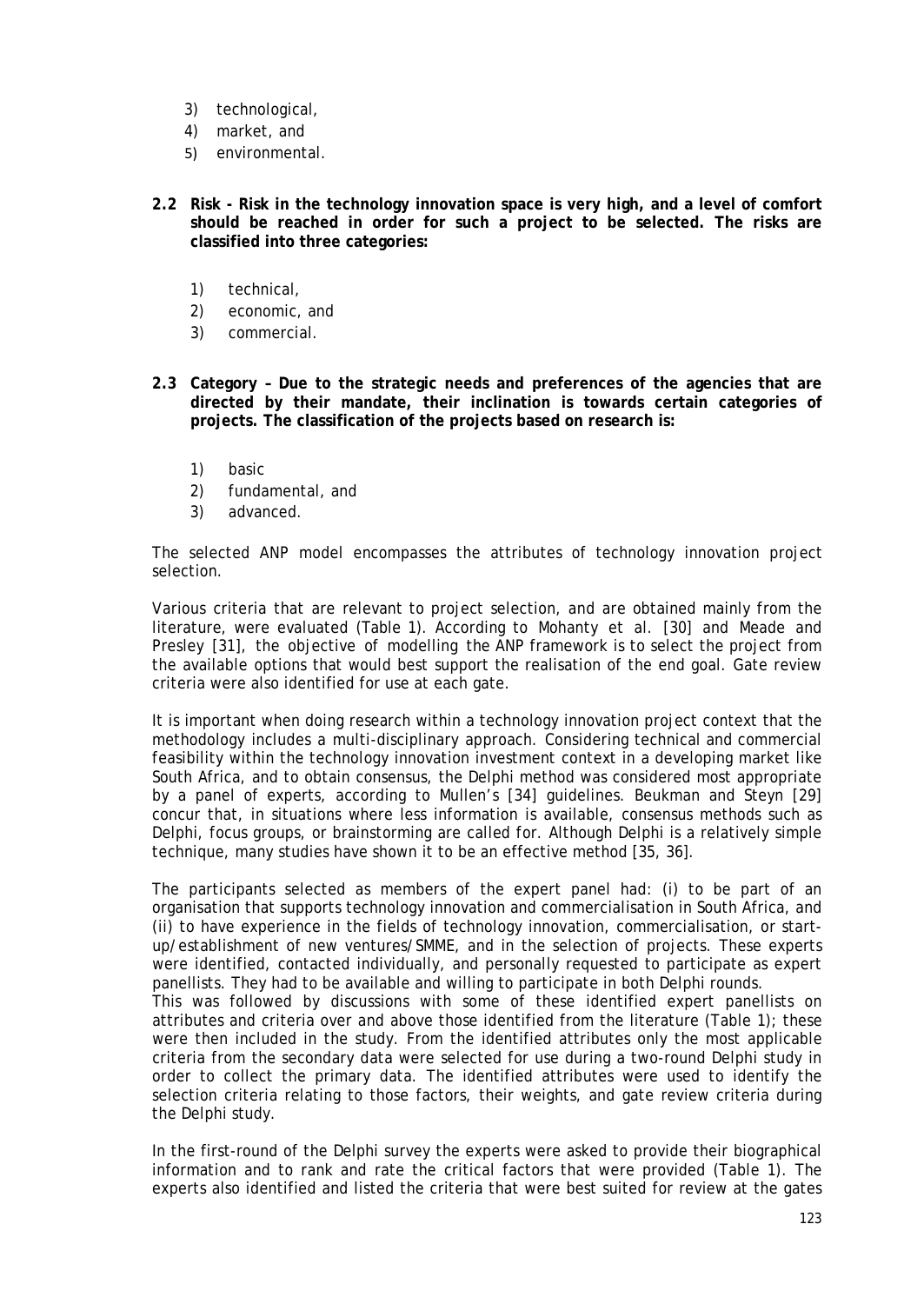3) technological,
4) market, and
5) environmental.

**2.2 Risk - Risk in the technology innovation space is very high, and a level of comfort should be reached in order for such a project to be selected. The risks are classified into three categories:**

1) technical,
2) economic, and
3) commercial.

**2.3 Category – Due to the strategic needs and preferences of the agencies that are directed by their mandate, their inclination is towards certain categories of projects. The classification of the projects based on research is:**

1) basic
2) fundamental, and
3) advanced.

The selected ANP model encompasses the attributes of technology innovation project selection.

Various criteria that are relevant to project selection, and are obtained mainly from the literature, were evaluated (Table 1). According to Mohanty et al. [30] and Meade and Presley [31], the objective of modelling the ANP framework is to select the project from the available options that would best support the realisation of the end goal. Gate review criteria were also identified for use at each gate.

It is important when doing research within a technology innovation project context that the methodology includes a multi-disciplinary approach. Considering technical and commercial feasibility within the technology innovation investment context in a developing market like South Africa, and to obtain consensus, the Delphi method was considered most appropriate by a panel of experts, according to Mullen's [34] guidelines. Beukman and Steyn [29] concur that, in situations where less information is available, consensus methods such as Delphi, focus groups, or brainstorming are called for. Although Delphi is a relatively simple technique, many studies have shown it to be an effective method [35, 36].

The participants selected as members of the expert panel had: (i) to be part of an organisation that supports technology innovation and commercialisation in South Africa, and (ii) to have experience in the fields of technology innovation, commercialisation, or start-up/establishment of new ventures/SMME, and in the selection of projects. These experts were identified, contacted individually, and personally requested to participate as expert panellists. They had to be available and willing to participate in both Delphi rounds.
This was followed by discussions with some of these identified expert panellists on attributes and criteria over and above those identified from the literature (Table 1); these were then included in the study. From the identified attributes only the most applicable criteria from the secondary data were selected for use during a two-round Delphi study in order to collect the primary data. The identified attributes were used to identify the selection criteria relating to those factors, their weights, and gate review criteria during the Delphi study.

In the first-round of the Delphi survey the experts were asked to provide their biographical information and to rank and rate the critical factors that were provided (Table 1). The experts also identified and listed the criteria that were best suited for review at the gates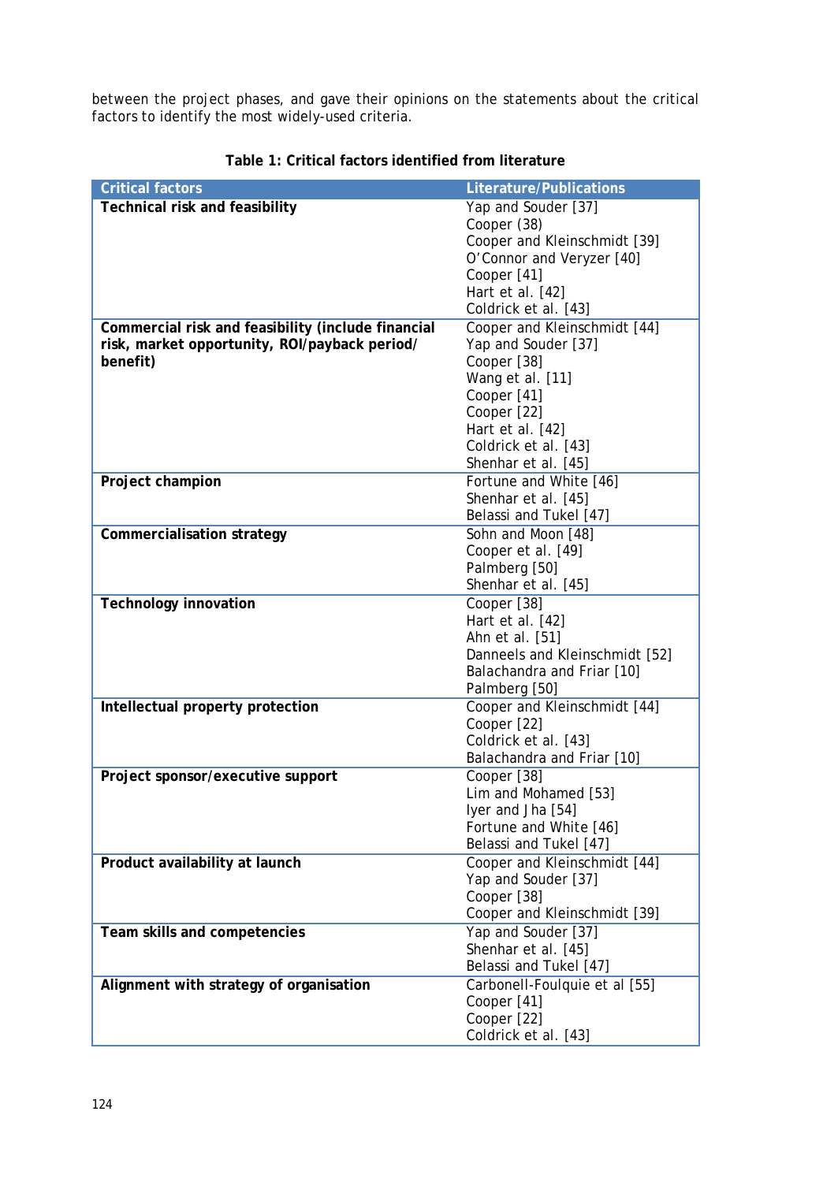between the project phases, and gave their opinions on the statements about the critical factors to identify the most widely-used criteria.

**Table 1: Critical factors identified from literature**

| Critical factors | Literature/Publications |
|---|---|
| **Technical risk and feasibility** | Yap and Souder [37]<br>Cooper (38)<br>Cooper and Kleinschmidt [39]<br>O'Connor and Veryzer [40]<br>Cooper [41]<br>Hart et al. [42]<br>Coldrick et al. [43] |
| **Commercial risk and feasibility (include financial risk, market opportunity, ROI/payback period/ benefit)** | Cooper and Kleinschmidt [44]<br>Yap and Souder [37]<br>Cooper [38]<br>Wang et al. [11]<br>Cooper [41]<br>Cooper [22]<br>Hart et al. [42]<br>Coldrick et al. [43]<br>Shenhar et al. [45] |
| **Project champion** | Fortune and White [46]<br>Shenhar et al. [45]<br>Belassi and Tukel [47] |
| **Commercialisation strategy** | Sohn and Moon [48]<br>Cooper et al. [49]<br>Palmberg [50]<br>Shenhar et al. [45] |
| **Technology innovation** | Cooper [38]<br>Hart et al. [42]<br>Ahn et al. [51]<br>Danneels and Kleinschmidt [52]<br>Balachandra and Friar [10]<br>Palmberg [50] |
| **Intellectual property protection** | Cooper and Kleinschmidt [44]<br>Cooper [22]<br>Coldrick et al. [43]<br>Balachandra and Friar [10] |
| **Project sponsor/executive support** | Cooper [38]<br>Lim and Mohamed [53]<br>Iyer and Jha [54]<br>Fortune and White [46]<br>Belassi and Tukel [47] |
| **Product availability at launch** | Cooper and Kleinschmidt [44]<br>Yap and Souder [37]<br>Cooper [38]<br>Cooper and Kleinschmidt [39] |
| **Team skills and competencies** | Yap and Souder [37]<br>Shenhar et al. [45]<br>Belassi and Tukel [47] |
| **Alignment with strategy of organisation** | Carbonell-Foulquie et al [55]<br>Cooper [41]<br>Cooper [22]<br>Coldrick et al. [43] |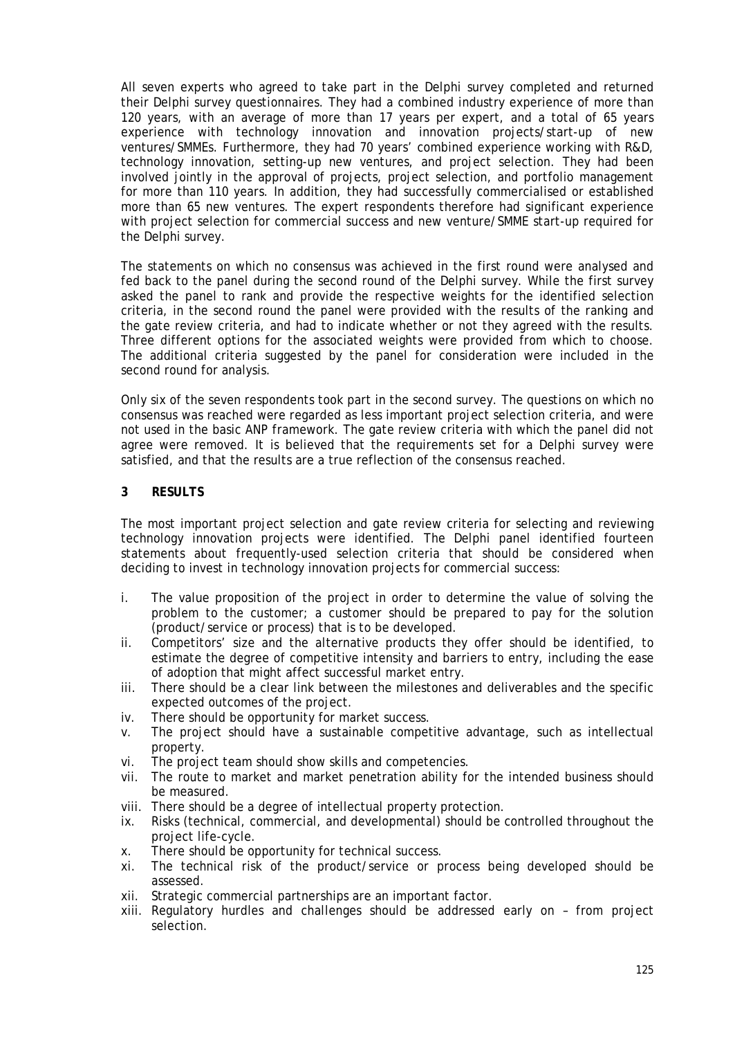All seven experts who agreed to take part in the Delphi survey completed and returned their Delphi survey questionnaires. They had a combined industry experience of more than 120 years, with an average of more than 17 years per expert, and a total of 65 years experience with technology innovation and innovation projects/start-up of new ventures/SMMEs. Furthermore, they had 70 years' combined experience working with R&D, technology innovation, setting-up new ventures, and project selection. They had been involved jointly in the approval of projects, project selection, and portfolio management for more than 110 years. In addition, they had successfully commercialised or established more than 65 new ventures. The expert respondents therefore had significant experience with project selection for commercial success and new venture/SMME start-up required for the Delphi survey.

The statements on which no consensus was achieved in the first round were analysed and fed back to the panel during the second round of the Delphi survey. While the first survey asked the panel to rank and provide the respective weights for the identified selection criteria, in the second round the panel were provided with the results of the ranking and the gate review criteria, and had to indicate whether or not they agreed with the results. Three different options for the associated weights were provided from which to choose. The additional criteria suggested by the panel for consideration were included in the second round for analysis.

Only six of the seven respondents took part in the second survey. The questions on which no consensus was reached were regarded as less important project selection criteria, and were not used in the basic ANP framework. The gate review criteria with which the panel did not agree were removed. It is believed that the requirements set for a Delphi survey were satisfied, and that the results are a true reflection of the consensus reached.

## 3 RESULTS

The most important project selection and gate review criteria for selecting and reviewing technology innovation projects were identified. The Delphi panel identified fourteen statements about frequently-used selection criteria that should be considered when deciding to invest in technology innovation projects for commercial success:

i. The value proposition of the project in order to determine the value of solving the problem to the customer; a customer should be prepared to pay for the solution (product/service or process) that is to be developed.
ii. Competitors' size and the alternative products they offer should be identified, to estimate the degree of competitive intensity and barriers to entry, including the ease of adoption that might affect successful market entry.
iii. There should be a clear link between the milestones and deliverables and the specific expected outcomes of the project.
iv. There should be opportunity for market success.
v. The project should have a sustainable competitive advantage, such as intellectual property.
vi. The project team should show skills and competencies.
vii. The route to market and market penetration ability for the intended business should be measured.
viii. There should be a degree of intellectual property protection.
ix. Risks (technical, commercial, and developmental) should be controlled throughout the project life-cycle.
x. There should be opportunity for technical success.
xi. The technical risk of the product/service or process being developed should be assessed.
xii. Strategic commercial partnerships are an important factor.
xiii. Regulatory hurdles and challenges should be addressed early on – from project selection.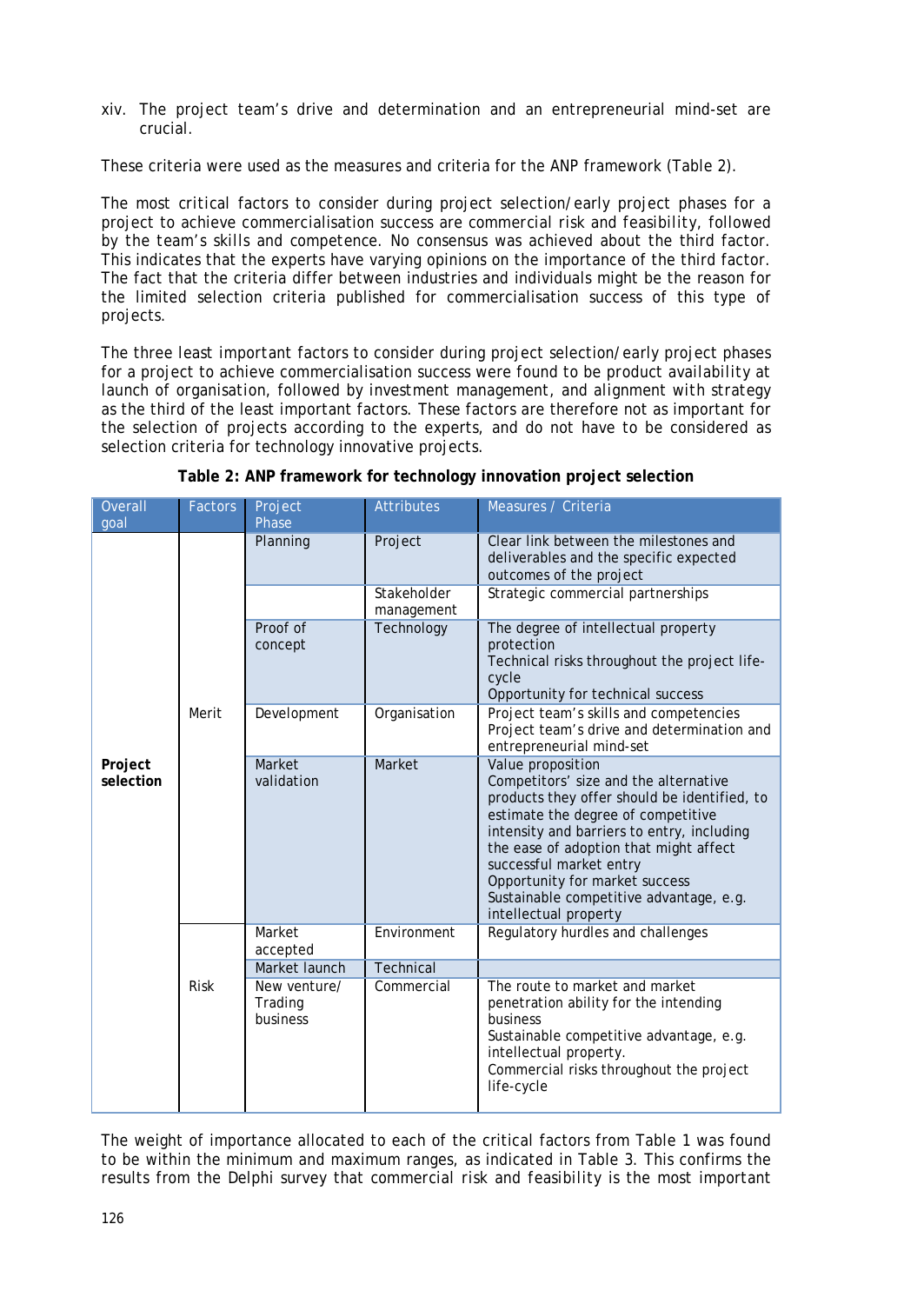xiv. The project team's drive and determination and an entrepreneurial mind-set are crucial.

These criteria were used as the measures and criteria for the ANP framework (Table 2).

The most critical factors to consider during project selection/early project phases for a project to achieve commercialisation success are commercial risk and feasibility, followed by the team's skills and competence. No consensus was achieved about the third factor. This indicates that the experts have varying opinions on the importance of the third factor. The fact that the criteria differ between industries and individuals might be the reason for the limited selection criteria published for commercialisation success of this type of projects.

The three least important factors to consider during project selection/early project phases for a project to achieve commercialisation success were found to be product availability at launch of organisation, followed by investment management, and alignment with strategy as the third of the least important factors. These factors are therefore not as important for the selection of projects according to the experts, and do not have to be considered as selection criteria for technology innovative projects.

**Table 2: ANP framework for technology innovation project selection**

| Overall goal | Factors | Project Phase | Attributes | Measures / Criteria |
|---|---|---|---|---|
| **Project selection** | Merit | Planning | Project | Clear link between the milestones and deliverables and the specific expected outcomes of the project |
| | | | Stakeholder management | Strategic commercial partnerships |
| | | Proof of concept | Technology | The degree of intellectual property protection<br>Technical risks throughout the project life-cycle<br>Opportunity for technical success |
| | | Development | Organisation | Project team's skills and competencies<br>Project team's drive and determination and entrepreneurial mind-set |
| | | Market validation | Market | Value proposition<br>Competitors' size and the alternative products they offer should be identified, to estimate the degree of competitive intensity and barriers to entry, including the ease of adoption that might affect successful market entry<br>Opportunity for market success<br>Sustainable competitive advantage, e.g. intellectual property |
| | Risk | Market accepted | Environment | Regulatory hurdles and challenges |
| | | Market launch | Technical | |
| | | New venture/ Trading business | Commercial | The route to market and market penetration ability for the intending business<br>Sustainable competitive advantage, e.g. intellectual property.<br>Commercial risks throughout the project life-cycle |

The weight of importance allocated to each of the critical factors from Table 1 was found to be within the minimum and maximum ranges, as indicated in Table 3. This confirms the results from the Delphi survey that commercial risk and feasibility is the most important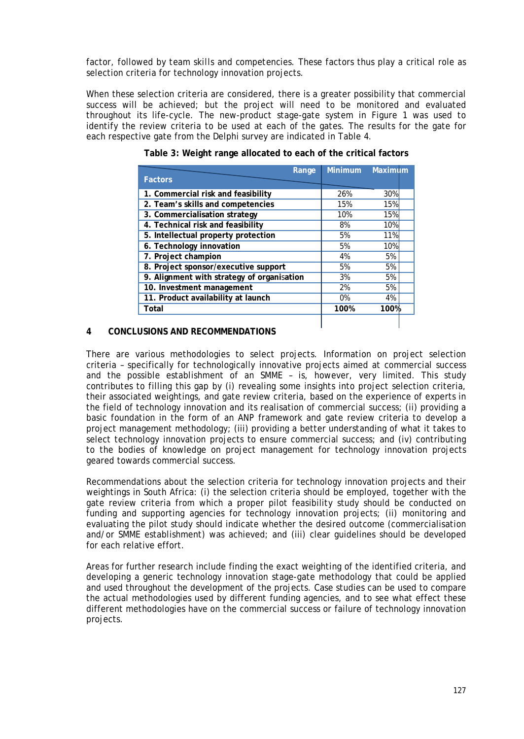factor, followed by team skills and competencies. These factors thus play a critical role as selection criteria for technology innovation projects.

When these selection criteria are considered, there is a greater possibility that commercial success will be achieved; but the project will need to be monitored and evaluated throughout its life-cycle. The new-product stage-gate system in Figure 1 was used to identify the review criteria to be used at each of the gates. The results for the gate for each respective gate from the Delphi survey are indicated in Table 4.

**Table 3: Weight range allocated to each of the critical factors**

| Factors \ Range | Minimum | Maximum |
|---|---|---|
| **1. Commercial risk and feasibility** | 26% | 30% |
| **2. Team's skills and competencies** | 15% | 15% |
| **3. Commercialisation strategy** | 10% | 15% |
| **4. Technical risk and feasibility** | 8% | 10% |
| **5. Intellectual property protection** | 5% | 11% |
| **6. Technology innovation** | 5% | 10% |
| **7. Project champion** | 4% | 5% |
| **8. Project sponsor/executive support** | 5% | 5% |
| **9. Alignment with strategy of organisation** | 3% | 5% |
| **10. Investment management** | 2% | 5% |
| **11. Product availability at launch** | 0% | 4% |
| **Total** | **100%** | **100%** |

## 4 CONCLUSIONS AND RECOMMENDATIONS

There are various methodologies to select projects. Information on project selection criteria – specifically for technologically innovative projects aimed at commercial success and the possible establishment of an SMME – is, however, very limited. This study contributes to filling this gap by (i) revealing some insights into project selection criteria, their associated weightings, and gate review criteria, based on the experience of experts in the field of technology innovation and its realisation of commercial success; (ii) providing a basic foundation in the form of an ANP framework and gate review criteria to develop a project management methodology; (iii) providing a better understanding of what it takes to select technology innovation projects to ensure commercial success; and (iv) contributing to the bodies of knowledge on project management for technology innovation projects geared towards commercial success.

Recommendations about the selection criteria for technology innovation projects and their weightings in South Africa: (i) the selection criteria should be employed, together with the gate review criteria from which a proper pilot feasibility study should be conducted on funding and supporting agencies for technology innovation projects; (ii) monitoring and evaluating the pilot study should indicate whether the desired outcome (commercialisation and/or SMME establishment) was achieved; and (iii) clear guidelines should be developed for each relative effort.

Areas for further research include finding the exact weighting of the identified criteria, and developing a generic technology innovation stage-gate methodology that could be applied and used throughout the development of the projects. Case studies can be used to compare the actual methodologies used by different funding agencies, and to see what effect these different methodologies have on the commercial success or failure of technology innovation projects.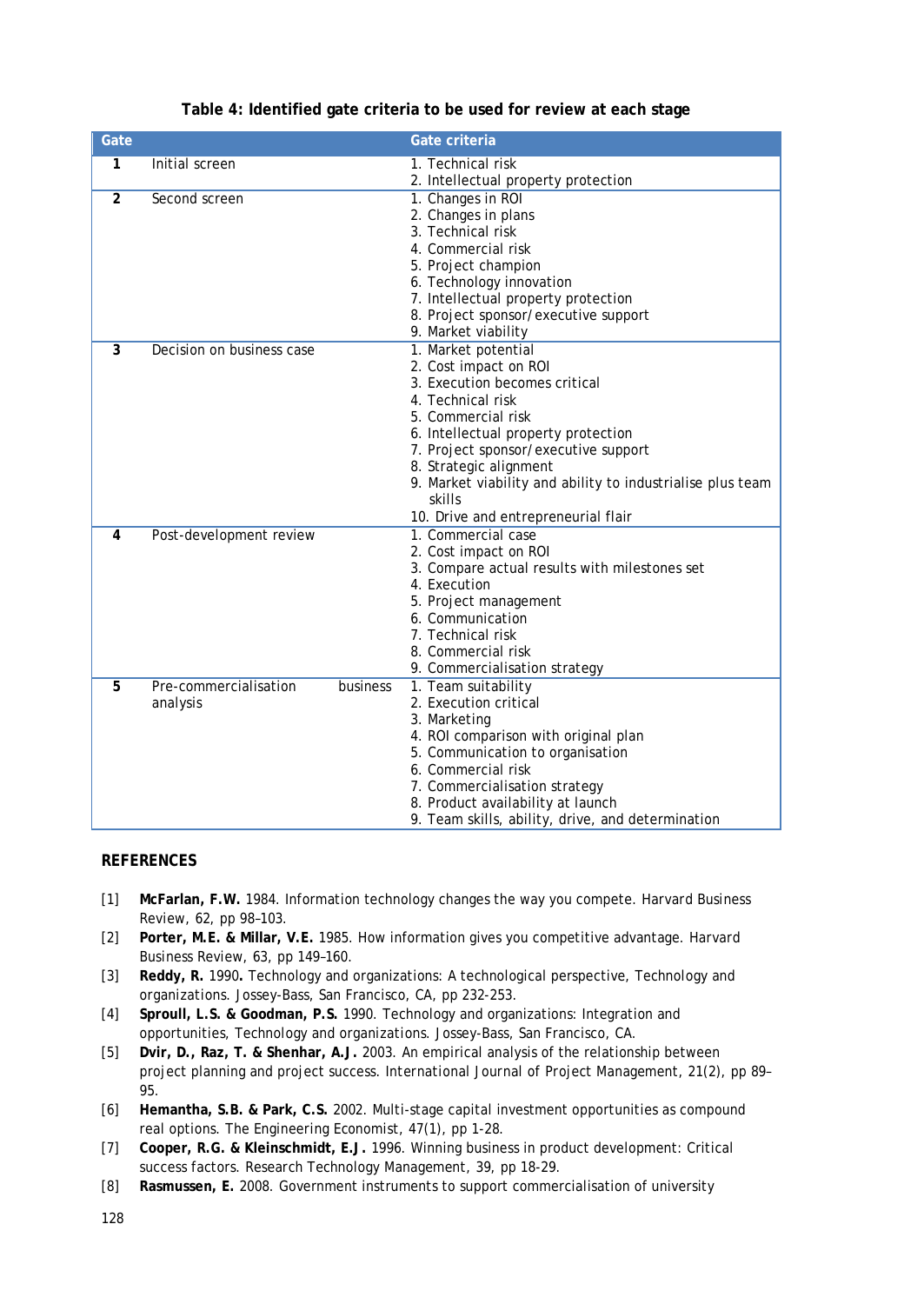**Table 4: Identified gate criteria to be used for review at each stage**

| Gate | | Gate criteria |
|---|---|---|
| 1 | Initial screen | 1. Technical risk<br>2. Intellectual property protection |
| 2 | Second screen | 1. Changes in ROI<br>2. Changes in plans<br>3. Technical risk<br>4. Commercial risk<br>5. Project champion<br>6. Technology innovation<br>7. Intellectual property protection<br>8. Project sponsor/executive support<br>9. Market viability |
| 3 | Decision on business case | 1. Market potential<br>2. Cost impact on ROI<br>3. Execution becomes critical<br>4. Technical risk<br>5. Commercial risk<br>6. Intellectual property protection<br>7. Project sponsor/executive support<br>8. Strategic alignment<br>9. Market viability and ability to industrialise plus team skills<br>10. Drive and entrepreneurial flair |
| 4 | Post-development review | 1. Commercial case<br>2. Cost impact on ROI<br>3. Compare actual results with milestones set<br>4. Execution<br>5. Project management<br>6. Communication<br>7. Technical risk<br>8. Commercial risk<br>9. Commercialisation strategy |
| 5 | Pre-commercialisation business analysis | 1. Team suitability<br>2. Execution critical<br>3. Marketing<br>4. ROI comparison with original plan<br>5. Communication to organisation<br>6. Commercial risk<br>7. Commercialisation strategy<br>8. Product availability at launch<br>9. Team skills, ability, drive, and determination |

## REFERENCES

[1] **McFarlan, F.W.** 1984. Information technology changes the way you compete. Harvard Business Review, 62, pp 98–103.

[2] **Porter, M.E. & Millar, V.E.** 1985. How information gives you competitive advantage. Harvard Business Review, 63, pp 149–160.

[3] **Reddy, R.** 1990**.** Technology and organizations: A technological perspective, Technology and organizations. Jossey-Bass, San Francisco, CA, pp 232-253.

[4] **Sproull, L.S. & Goodman, P.S.** 1990. Technology and organizations: Integration and opportunities, Technology and organizations. Jossey-Bass, San Francisco, CA.

[5] **Dvir, D., Raz, T. & Shenhar, A.J.** 2003. An empirical analysis of the relationship between project planning and project success. International Journal of Project Management, 21(2), pp 89–95.

[6] **Hemantha, S.B. & Park, C.S.** 2002. Multi-stage capital investment opportunities as compound real options. The Engineering Economist, 47(1), pp 1-28.

[7] **Cooper, R.G. & Kleinschmidt, E.J.** 1996. Winning business in product development: Critical success factors. Research Technology Management, 39, pp 18-29.

[8] **Rasmussen, E.** 2008. Government instruments to support commercialisation of university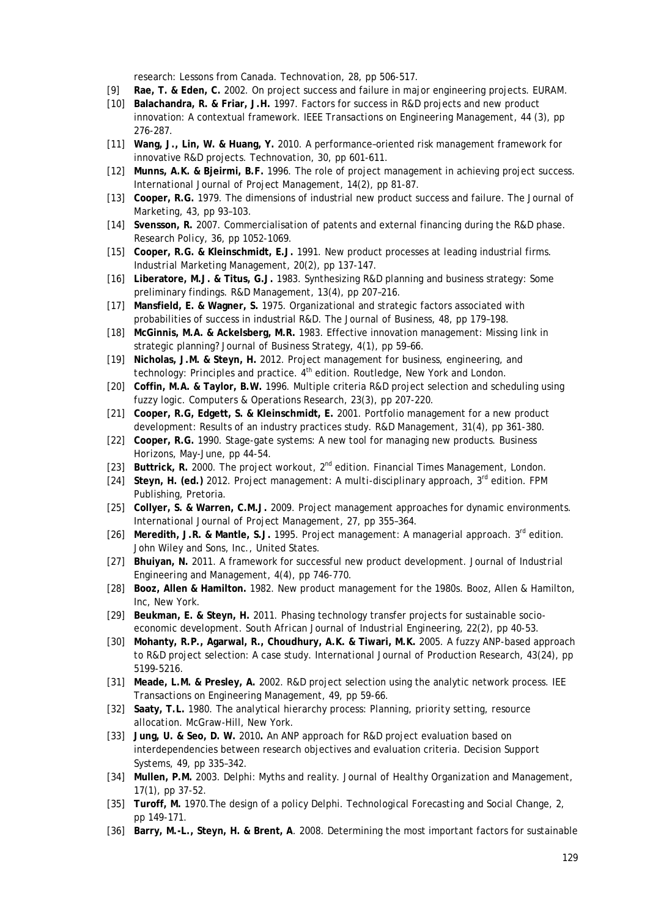research: Lessons from Canada. *Technovation*, 28, pp 506-517.

[9] **Rae, T. & Eden, C.** 2002. On project success and failure in major engineering projects. *EURAM*.

[10] **Balachandra, R. & Friar, J.H.** 1997. Factors for success in R&D projects and new product innovation: A contextual framework. *IEEE Transactions on Engineering Management*, 44 (3), pp 276-287.

[11] **Wang, J., Lin, W. & Huang, Y.** 2010. A performance–oriented risk management framework for innovative R&D projects. *Technovation*, 30, pp 601-611.

[12] **Munns, A.K. & Bjeirmi, B.F.** 1996. The role of project management in achieving project success. *International Journal of Project Management*, 14(2), pp 81-87.

[13] **Cooper, R.G.** 1979. The dimensions of industrial new product success and failure. *The Journal of Marketing*, 43, pp 93–103.

[14] **Svensson, R.** 2007. Commercialisation of patents and external financing during the R&D phase. *Research Policy*, 36, pp 1052-1069.

[15] **Cooper, R.G. & Kleinschmidt, E.J.** 1991. New product processes at leading industrial firms. *Industrial Marketing Management*, 20(2), pp 137-147.

[16] **Liberatore, M.J. & Titus, G.J.** 1983. Synthesizing R&D planning and business strategy: Some preliminary findings. *R&D Management*, 13(4), pp 207–216.

[17] **Mansfield, E. & Wagner, S.** 1975. Organizational and strategic factors associated with probabilities of success in industrial R&D. *The Journal of Business*, 48, pp 179–198.

[18] **McGinnis, M.A. & Ackelsberg, M.R.** 1983. Effective innovation management: Missing link in strategic planning? *Journal of Business Strategy*, 4(1), pp 59–66.

[19] **Nicholas, J.M. & Steyn, H.** 2012. *Project management for business, engineering, and technology: Principles and practice*. 4th edition. Routledge, New York and London.

[20] **Coffin, M.A. & Taylor, B.W.** 1996. Multiple criteria R&D project selection and scheduling using fuzzy logic. *Computers & Operations Research*, 23(3), pp 207-220.

[21] **Cooper, R.G, Edgett, S. & Kleinschmidt, E.** 2001. Portfolio management for a new product development: Results of an industry practices study. *R&D Management*, 31(4), pp 361-380.

[22] **Cooper, R.G.** 1990. Stage-gate systems: A new tool for managing new products. *Business Horizons*, May-June, pp 44-54.

[23] **Buttrick, R.** 2000. *The project workout*, 2nd edition. Financial Times Management, London.

[24] **Steyn, H. (ed.)** 2012. *Project management: A multi-disciplinary approach*, 3rd edition. FPM Publishing, Pretoria.

[25] **Collyer, S. & Warren, C.M.J.** 2009. Project management approaches for dynamic environments. *International Journal of Project Management*, 27, pp 355–364.

[26] **Meredith, J.R. & Mantle, S.J.** 1995. *Project management: A managerial approach*. 3rd edition. John Wiley and Sons, Inc., United States.

[27] **Bhuiyan, N.** 2011. A framework for successful new product development. *Journal of Industrial Engineering and Management*, 4(4), pp 746-770.

[28] **Booz, Allen & Hamilton.** 1982. *New product management for the 1980s*. Booz, Allen & Hamilton, Inc, New York.

[29] **Beukman, E. & Steyn, H.** 2011. Phasing technology transfer projects for sustainable socio-economic development. *South African Journal of Industrial Engineering*, 22(2), pp 40-53.

[30] **Mohanty, R.P., Agarwal, R., Choudhury, A.K. & Tiwari, M.K.** 2005. A fuzzy ANP-based approach to R&D project selection: A case study. *International Journal of Production Research*, 43(24), pp 5199-5216.

[31] **Meade, L.M. & Presley, A.** 2002. R&D project selection using the analytic network process. *IEE Transactions on Engineering Management*, 49, pp 59-66.

[32] **Saaty, T.L.** 1980. *The analytical hierarchy process: Planning, priority setting, resource allocation*. McGraw-Hill, New York.

[33] **Jung, U. & Seo, D. W.** 2010**.** An ANP approach for R&D project evaluation based on interdependencies between research objectives and evaluation criteria. *Decision Support Systems*, 49, pp 335–342.

[34] **Mullen, P.M.** 2003. Delphi: Myths and reality. *Journal of Healthy Organization and Management*, 17(1), pp 37-52.

[35] **Turoff, M.** 1970. The design of a policy Delphi. *Technological Forecasting and Social Change*, 2, pp 149-171.

[36] **Barry, M.-L., Steyn, H. & Brent, A**. 2008. Determining the most important factors for sustainable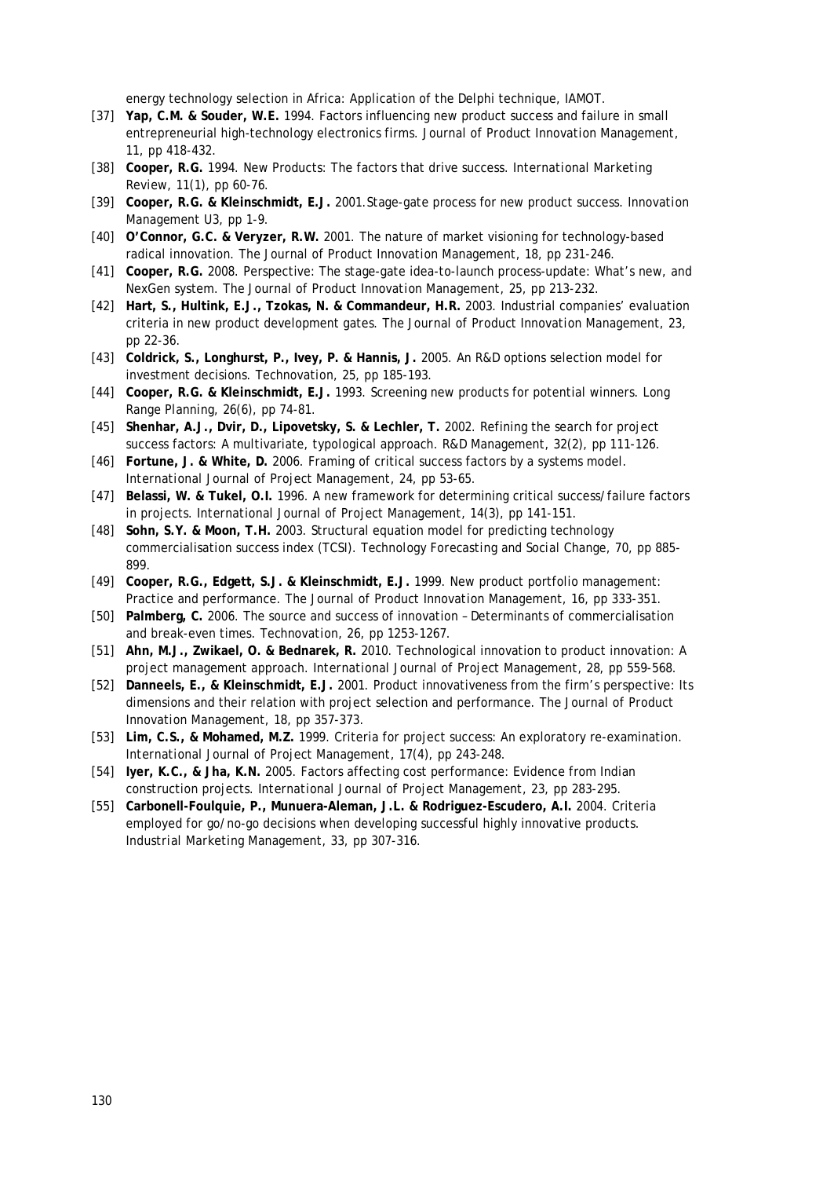energy technology selection in Africa: Application of the Delphi technique, IAMOT.

[37] **Yap, C.M. & Souder, W.E.** 1994. Factors influencing new product success and failure in small entrepreneurial high-technology electronics firms. *Journal of Product Innovation Management*, 11, pp 418-432.

[38] **Cooper, R.G.** 1994. New Products: The factors that drive success. *International Marketing Review*, 11(1), pp 60-76.

[39] **Cooper, R.G. & Kleinschmidt, E.J.** 2001. Stage-gate process for new product success. *Innovation Management U3*, pp 1-9.

[40] **O'Connor, G.C. & Veryzer, R.W.** 2001. The nature of market visioning for technology-based radical innovation. *The Journal of Product Innovation Management*, 18, pp 231-246.

[41] **Cooper, R.G.** 2008. Perspective: The stage-gate idea-to-launch process-update: What's new, and NexGen system. *The Journal of Product Innovation Management*, 25, pp 213-232.

[42] **Hart, S., Hultink, E.J., Tzokas, N. & Commandeur, H.R.** 2003. Industrial companies' evaluation criteria in new product development gates. *The Journal of Product Innovation Management*, 23, pp 22-36.

[43] **Coldrick, S., Longhurst, P., Ivey, P. & Hannis, J.** 2005. An R&D options selection model for investment decisions. *Technovation*, 25, pp 185-193.

[44] **Cooper, R.G. & Kleinschmidt, E.J.** 1993. Screening new products for potential winners. *Long Range Planning*, 26(6), pp 74-81.

[45] **Shenhar, A.J., Dvir, D., Lipovetsky, S. & Lechler, T.** 2002. Refining the search for project success factors: A multivariate, typological approach. *R&D Management*, 32(2), pp 111-126.

[46] **Fortune, J. & White, D.** 2006. Framing of critical success factors by a systems model. *International Journal of Project Management*, 24, pp 53-65.

[47] **Belassi, W. & Tukel, O.I.** 1996. A new framework for determining critical success/failure factors in projects. *International Journal of Project Management*, 14(3), pp 141-151.

[48] **Sohn, S.Y. & Moon, T.H.** 2003. Structural equation model for predicting technology commercialisation success index (TCSI). *Technology Forecasting and Social Change*, 70, pp 885-899.

[49] **Cooper, R.G., Edgett, S.J. & Kleinschmidt, E.J.** 1999. New product portfolio management: Practice and performance. *The Journal of Product Innovation Management*, 16, pp 333-351.

[50] **Palmberg, C.** 2006. The source and success of innovation – Determinants of commercialisation and break-even times. *Technovation*, 26, pp 1253-1267.

[51] **Ahn, M.J., Zwikael, O. & Bednarek, R.** 2010. Technological innovation to product innovation: A project management approach. *International Journal of Project Management*, 28, pp 559-568.

[52] **Danneels, E., & Kleinschmidt, E.J.** 2001. Product innovativeness from the firm's perspective: Its dimensions and their relation with project selection and performance. *The Journal of Product Innovation Management*, 18, pp 357-373.

[53] **Lim, C.S., & Mohamed, M.Z.** 1999. Criteria for project success: An exploratory re-examination. *International Journal of Project Management*, 17(4), pp 243-248.

[54] **Iyer, K.C., & Jha, K.N.** 2005. Factors affecting cost performance: Evidence from Indian construction projects. *International Journal of Project Management*, 23, pp 283-295.

[55] **Carbonell-Foulquie, P., Munuera-Aleman, J.L. & Rodriguez-Escudero, A.I.** 2004. Criteria employed for go/no-go decisions when developing successful highly innovative products. *Industrial Marketing Management*, 33, pp 307-316.